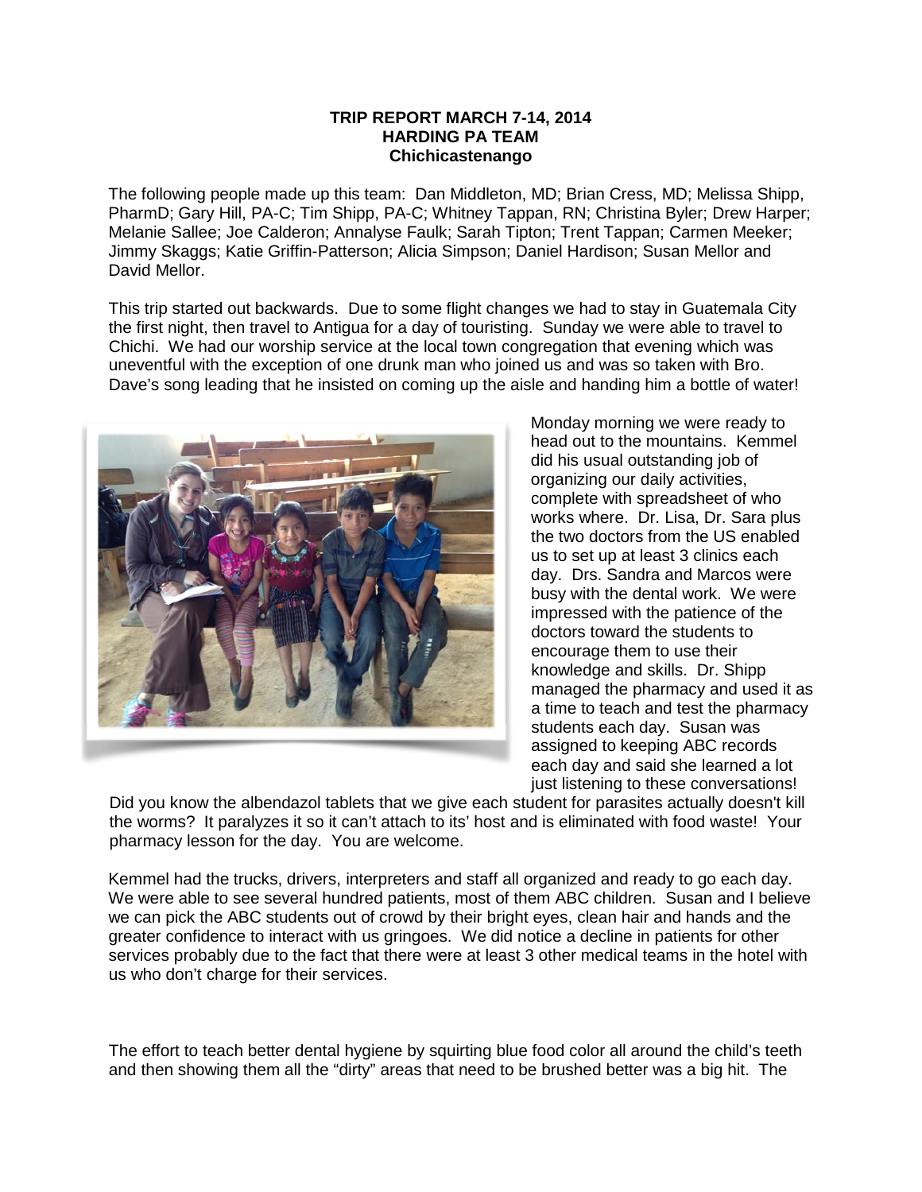**TRIP REPORT MARCH 7-14, 2014**
**HARDING PA TEAM**
**Chichicastenango**

The following people made up this team: Dan Middleton, MD; Brian Cress, MD; Melissa Shipp, PharmD; Gary Hill, PA-C; Tim Shipp, PA-C; Whitney Tappan, RN; Christina Byler; Drew Harper; Melanie Sallee; Joe Calderon; Annalyse Faulk; Sarah Tipton; Trent Tappan; Carmen Meeker; Jimmy Skaggs; Katie Griffin-Patterson; Alicia Simpson; Daniel Hardison; Susan Mellor and David Mellor.

This trip started out backwards. Due to some flight changes we had to stay in Guatemala City the first night, then travel to Antigua for a day of touristing. Sunday we were able to travel to Chichi. We had our worship service at the local town congregation that evening which was uneventful with the exception of one drunk man who joined us and was so taken with Bro. Dave's song leading that he insisted on coming up the aisle and handing him a bottle of water!

Monday morning we were ready to head out to the mountains. Kemmel did his usual outstanding job of organizing our daily activities, complete with spreadsheet of who works where. Dr. Lisa, Dr. Sara plus the two doctors from the US enabled us to set up at least 3 clinics each day. Drs. Sandra and Marcos were busy with the dental work. We were impressed with the patience of the doctors toward the students to encourage them to use their knowledge and skills. Dr. Shipp managed the pharmacy and used it as a time to teach and test the pharmacy students each day. Susan was assigned to keeping ABC records each day and said she learned a lot just listening to these conversations! Did you know the albendazol tablets that we give each student for parasites actually doesn't kill the worms? It paralyzes it so it can't attach to its' host and is eliminated with food waste! Your pharmacy lesson for the day. You are welcome.

Kemmel had the trucks, drivers, interpreters and staff all organized and ready to go each day. We were able to see several hundred patients, most of them ABC children. Susan and I believe we can pick the ABC students out of crowd by their bright eyes, clean hair and hands and the greater confidence to interact with us gringoes. We did notice a decline in patients for other services probably due to the fact that there were at least 3 other medical teams in the hotel with us who don't charge for their services.

The effort to teach better dental hygiene by squirting blue food color all around the child's teeth and then showing them all the "dirty" areas that need to be brushed better was a big hit. The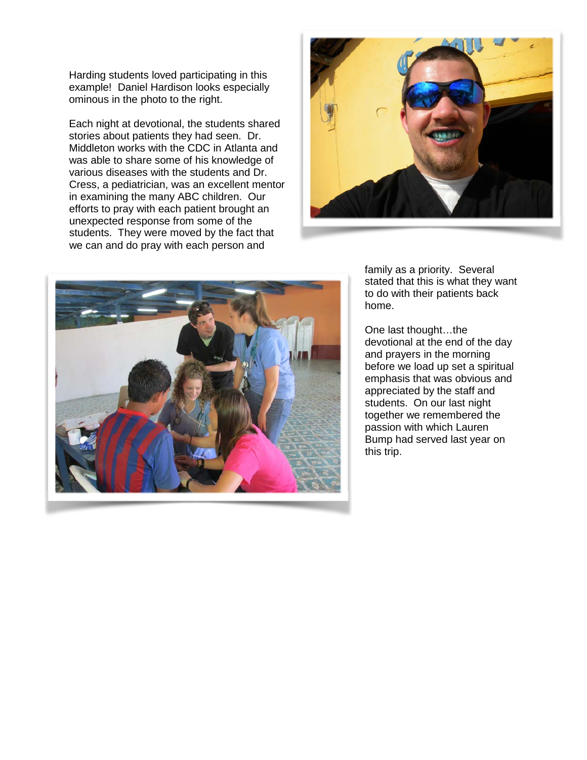Harding students loved participating in this example! Daniel Hardison looks especially ominous in the photo to the right.

Each night at devotional, the students shared stories about patients they had seen. Dr. Middleton works with the CDC in Atlanta and was able to share some of his knowledge of various diseases with the students and Dr. Cress, a pediatrician, was an excellent mentor in examining the many ABC children. Our efforts to pray with each patient brought an unexpected response from some of the students. They were moved by the fact that we can and do pray with each person and family as a priority. Several stated that this is what they want to do with their patients back home.

One last thought…the devotional at the end of the day and prayers in the morning before we load up set a spiritual emphasis that was obvious and appreciated by the staff and students. On our last night together we remembered the passion with which Lauren Bump had served last year on this trip.